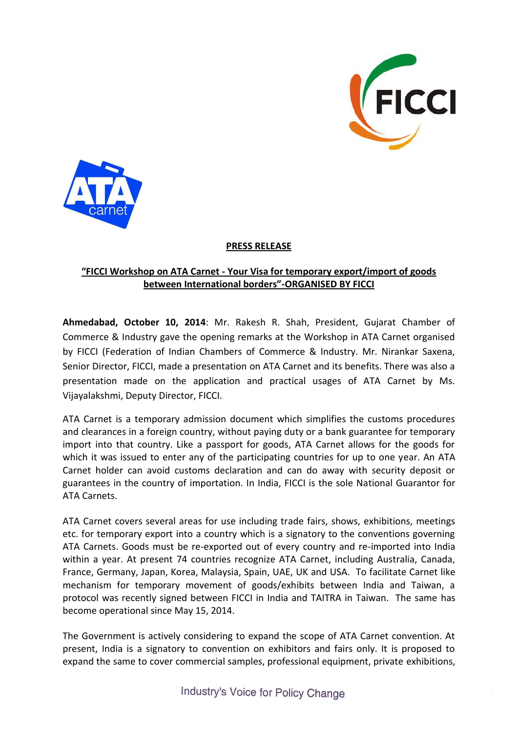**PRESS RELEASE**

**"FICCI Workshop on ATA Carnet - Your Visa for temporary export/import of goods between International borders"-ORGANISED BY FICCI**

**Ahmedabad, October 10, 2014**: Mr. Rakesh R. Shah, President, Gujarat Chamber of Commerce & Industry gave the opening remarks at the Workshop in ATA Carnet organised by FICCI (Federation of Indian Chambers of Commerce & Industry. Mr. Nirankar Saxena, Senior Director, FICCI, made a presentation on ATA Carnet and its benefits. There was also a presentation made on the application and practical usages of ATA Carnet by Ms. Vijayalakshmi, Deputy Director, FICCI.

ATA Carnet is a temporary admission document which simplifies the customs procedures and clearances in a foreign country, without paying duty or a bank guarantee for temporary import into that country. Like a passport for goods, ATA Carnet allows for the goods for which it was issued to enter any of the participating countries for up to one year. An ATA Carnet holder can avoid customs declaration and can do away with security deposit or guarantees in the country of importation. In India, FICCI is the sole National Guarantor for ATA Carnets.

ATA Carnet covers several areas for use including trade fairs, shows, exhibitions, meetings etc. for temporary export into a country which is a signatory to the conventions governing ATA Carnets. Goods must be re-exported out of every country and re-imported into India within a year. At present 74 countries recognize ATA Carnet, including Australia, Canada, France, Germany, Japan, Korea, Malaysia, Spain, UAE, UK and USA. To facilitate Carnet like mechanism for temporary movement of goods/exhibits between India and Taiwan, a protocol was recently signed between FICCI in India and TAITRA in Taiwan. The same has become operational since May 15, 2014.

The Government is actively considering to expand the scope of ATA Carnet convention. At present, India is a signatory to convention on exhibitors and fairs only. It is proposed to expand the same to cover commercial samples, professional equipment, private exhibitions,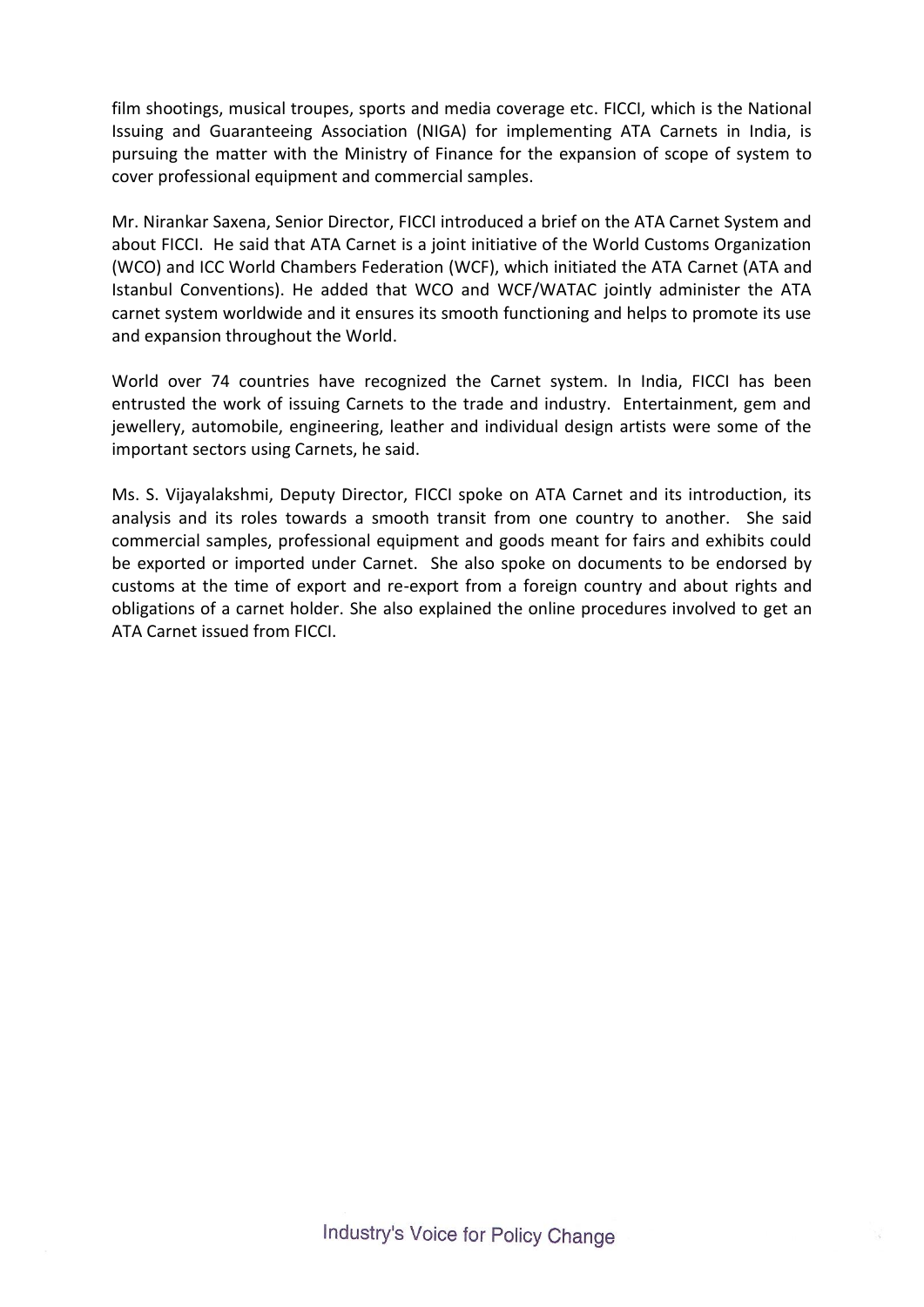film shootings, musical troupes, sports and media coverage etc. FICCI, which is the National Issuing and Guaranteeing Association (NIGA) for implementing ATA Carnets in India, is pursuing the matter with the Ministry of Finance for the expansion of scope of system to cover professional equipment and commercial samples.

Mr. Nirankar Saxena, Senior Director, FICCI introduced a brief on the ATA Carnet System and about FICCI. He said that ATA Carnet is a joint initiative of the World Customs Organization (WCO) and ICC World Chambers Federation (WCF), which initiated the ATA Carnet (ATA and Istanbul Conventions). He added that WCO and WCF/WATAC jointly administer the ATA carnet system worldwide and it ensures its smooth functioning and helps to promote its use and expansion throughout the World.

World over 74 countries have recognized the Carnet system. In India, FICCI has been entrusted the work of issuing Carnets to the trade and industry. Entertainment, gem and jewellery, automobile, engineering, leather and individual design artists were some of the important sectors using Carnets, he said.

Ms. S. Vijayalakshmi, Deputy Director, FICCI spoke on ATA Carnet and its introduction, its analysis and its roles towards a smooth transit from one country to another. She said commercial samples, professional equipment and goods meant for fairs and exhibits could be exported or imported under Carnet. She also spoke on documents to be endorsed by customs at the time of export and re-export from a foreign country and about rights and obligations of a carnet holder. She also explained the online procedures involved to get an ATA Carnet issued from FICCI.